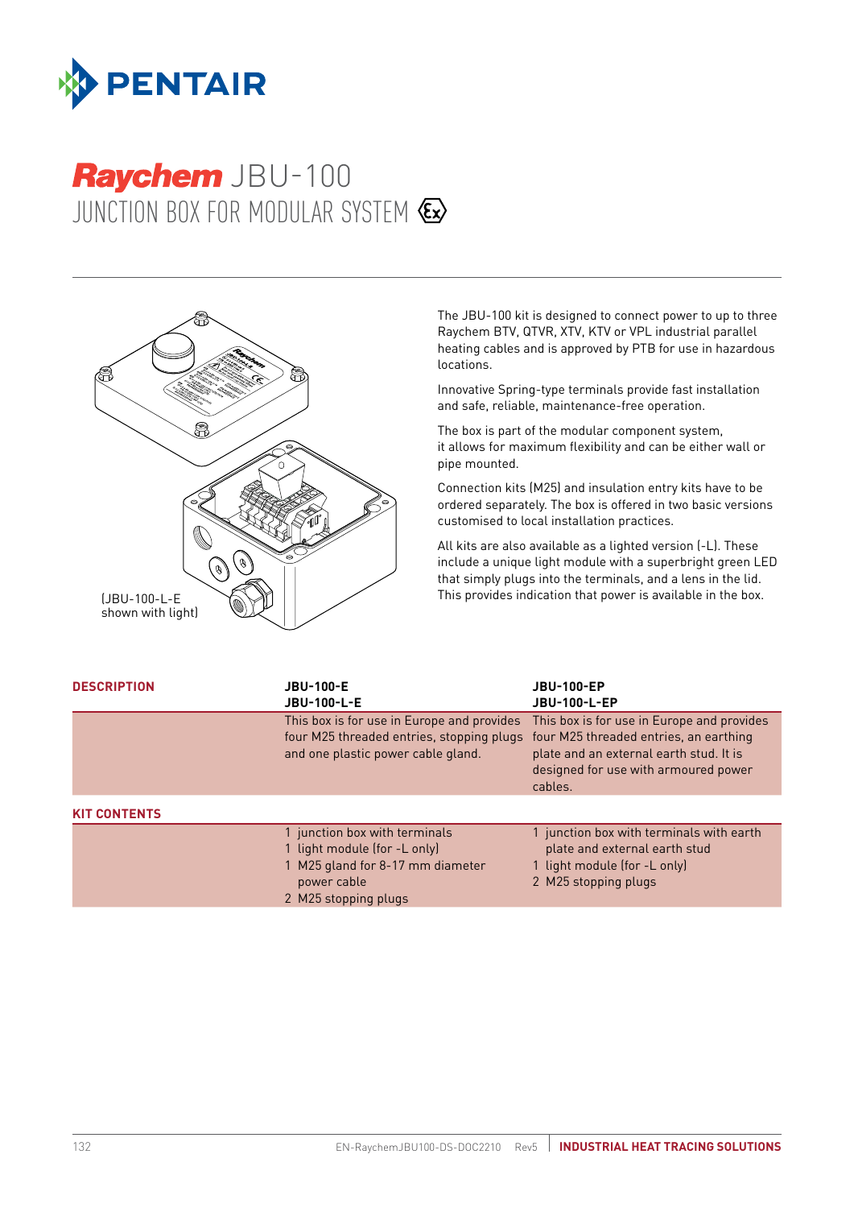# Raychem JBU-100

## JUNCTION BOX FOR MODULAR SYSTEM

(JBU-100-L-E shown with light)

The JBU-100 kit is designed to connect power to up to three Raychem BTV, QTVR, XTV, KTV or VPL industrial parallel heating cables and is approved by PTB for use in hazardous locations.

Innovative Spring-type terminals provide fast installation and safe, reliable, maintenance-free operation.

The box is part of the modular component system, it allows for maximum flexibility and can be either wall or pipe mounted.

Connection kits (M25) and insulation entry kits have to be ordered separately. The box is offered in two basic versions customised to local installation practices.

All kits are also available as a lighted version (-L). These include a unique light module with a superbright green LED that simply plugs into the terminals, and a lens in the lid. This provides indication that power is available in the box.

| DESCRIPTION | JBU-100-E<br>JBU-100-L-E | JBU-100-EP<br>JBU-100-L-EP |
|---|---|---|
| | This box is for use in Europe and provides four M25 threaded entries, stopping plugs and one plastic power cable gland. | This box is for use in Europe and provides four M25 threaded entries, an earthing plate and an external earth stud. It is designed for use with armoured power cables. |
| **KIT CONTENTS** | | |
| | 1 junction box with terminals<br>1 light module (for -L only)<br>1 M25 gland for 8-17 mm diameter power cable<br>2 M25 stopping plugs | 1 junction box with terminals with earth plate and external earth stud<br>1 light module (for -L only)<br>2 M25 stopping plugs |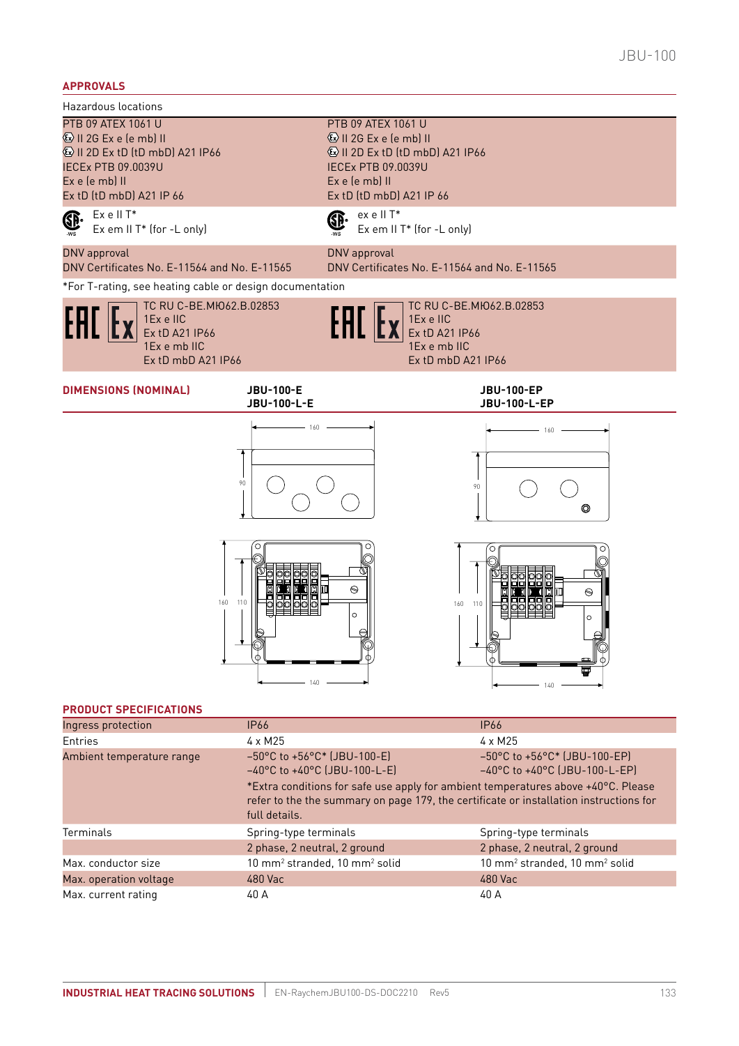## APPROVALS

Hazardous locations

| | |
|---|---|
| PTB 09 ATEX 1061 U<br>Ⓔx II 2G Ex e (e mb) II<br>Ⓔx II 2D Ex tD (tD mbD) A21 IP66<br>IECEx PTB 09.0039U<br>Ex e (e mb) II<br>Ex tD (tD mbD) A21 IP 66 | PTB 09 ATEX 1061 U<br>Ⓔx II 2G Ex e (e mb) II<br>Ⓔx II 2D Ex tD (tD mbD) A21 IP66<br>IECEx PTB 09.0039U<br>Ex e (e mb) II<br>Ex tD (tD mbD) A21 IP 66 |
| Ex e II T*<br>Ex em II T* (for -L only) | ex e II T*<br>Ex em II T* (for -L only) |
| DNV approval<br>DNV Certificates No. E-11564 and No. E-11565 | DNV approval<br>DNV Certificates No. E-11564 and No. E-11565 |

*For T-rating, see heating cable or design documentation

| | |
|---|---|
| EAC Ex TC RU C-BE.МЮ62.B.02853<br>1Ex e IIC<br>Ex tD A21 IP66<br>1Ex e mb IIC<br>Ex tD mbD A21 IP66 | EAC Ex TC RU C-BE.МЮ62.B.02853<br>1Ex e IIC<br>Ex tD A21 IP66<br>1Ex e mb IIC<br>Ex tD mbD A21 IP66 |

## DIMENSIONS (NOMINAL)

| | JBU-100-E<br>JBU-100-L-E | JBU-100-EP<br>JBU-100-L-EP |
|---|---|---|

## PRODUCT SPECIFICATIONS

| | | |
|---|---|---|
| Ingress protection | IP66 | IP66 |
| Entries | 4 x M25 | 4 x M25 |
| Ambient temperature range | –50°C to +56°C* (JBU-100-E)<br>–40°C to +40°C (JBU-100-L-E) | –50°C to +56°C* (JBU-100-EP)<br>–40°C to +40°C (JBU-100-L-EP) |
| | *Extra conditions for safe use apply for ambient temperatures above +40°C. Please refer to the the summary on page 179, the certificate or installation instructions for full details. | |
| Terminals | Spring-type terminals | Spring-type terminals |
| | 2 phase, 2 neutral, 2 ground | 2 phase, 2 neutral, 2 ground |
| Max. conductor size | 10 mm² stranded, 10 mm² solid | 10 mm² stranded, 10 mm² solid |
| Max. operation voltage | 480 Vac | 480 Vac |
| Max. current rating | 40 A | 40 A |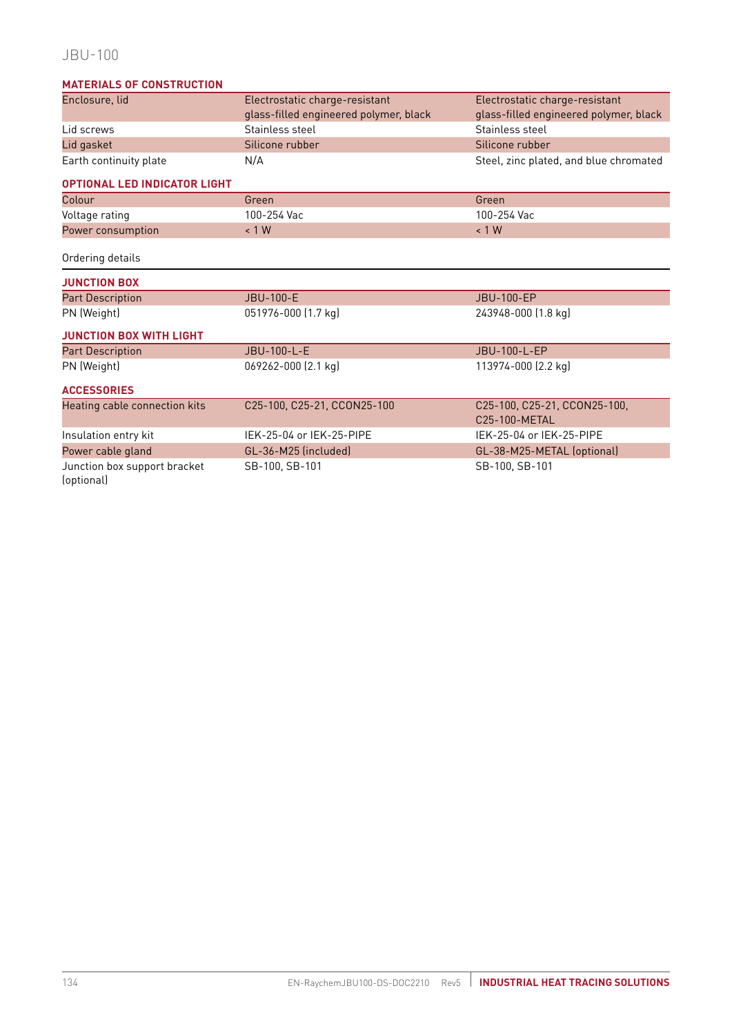JBU-100

### MATERIALS OF CONSTRUCTION

| | | |
|---|---|---|
| Enclosure, lid | Electrostatic charge-resistant glass-filled engineered polymer, black | Electrostatic charge-resistant glass-filled engineered polymer, black |
| Lid screws | Stainless steel | Stainless steel |
| Lid gasket | Silicone rubber | Silicone rubber |
| Earth continuity plate | N/A | Steel, zinc plated, and blue chromated |

### OPTIONAL LED INDICATOR LIGHT

| | | |
|---|---|---|
| Colour | Green | Green |
| Voltage rating | 100-254 Vac | 100-254 Vac |
| Power consumption | < 1 W | < 1 W |

## Ordering details

### JUNCTION BOX

| | | |
|---|---|---|
| Part Description | JBU-100-E | JBU-100-EP |
| PN (Weight) | 051976-000 (1.7 kg) | 243948-000 (1.8 kg) |

### JUNCTION BOX WITH LIGHT

| | | |
|---|---|---|
| Part Description | JBU-100-L-E | JBU-100-L-EP |
| PN (Weight) | 069262-000 (2.1 kg) | 113974-000 (2.2 kg) |

### ACCESSORIES

| | | |
|---|---|---|
| Heating cable connection kits | C25-100, C25-21, CCON25-100 | C25-100, C25-21, CCON25-100, C25-100-METAL |
| Insulation entry kit | IEK-25-04 or IEK-25-PIPE | IEK-25-04 or IEK-25-PIPE |
| Power cable gland | GL-36-M25 (included) | GL-38-M25-METAL (optional) |
| Junction box support bracket (optional) | SB-100, SB-101 | SB-100, SB-101 |